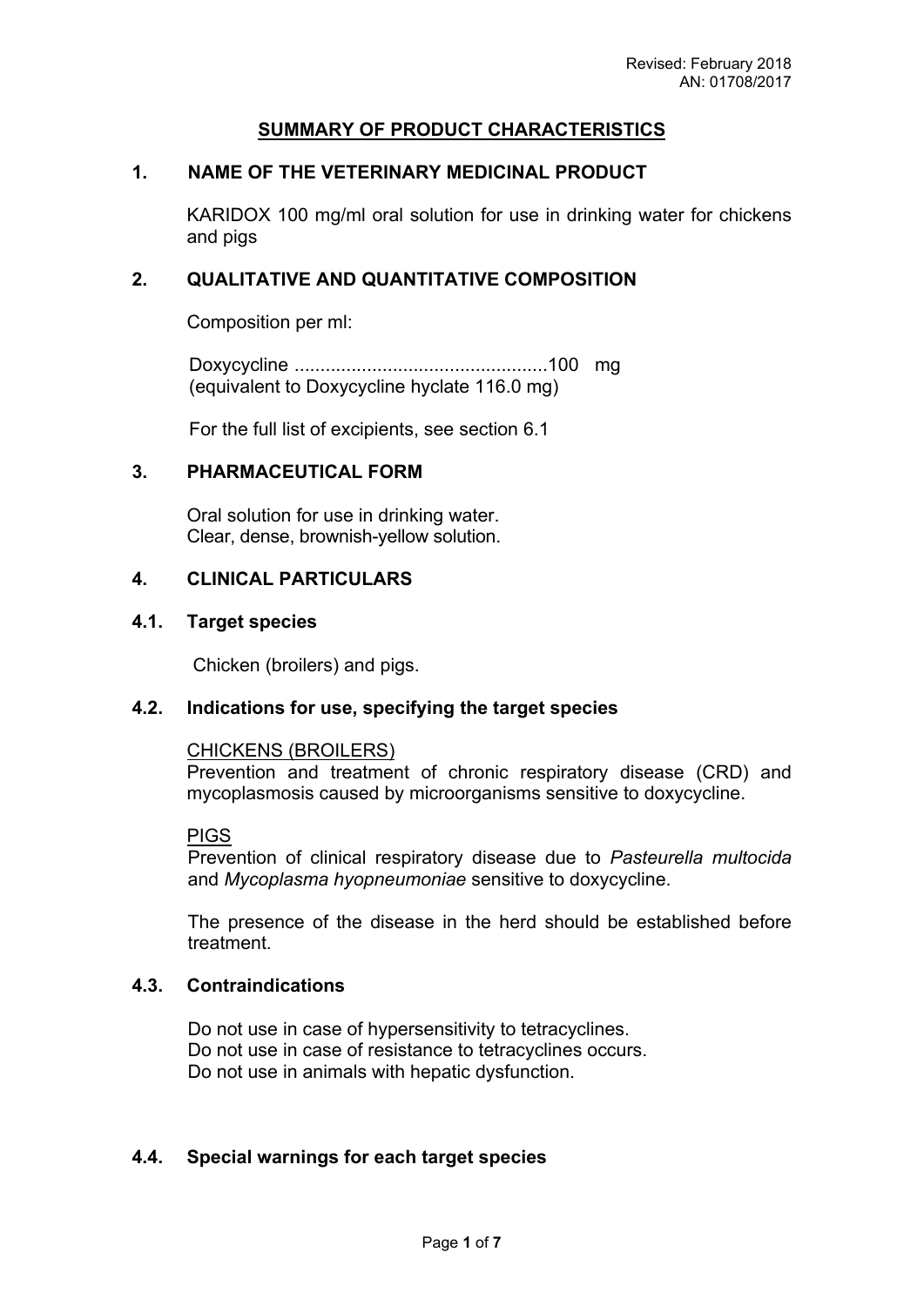Revised: February 2018
AN: 01708/2017

# SUMMARY OF PRODUCT CHARACTERISTICS

## 1. NAME OF THE VETERINARY MEDICINAL PRODUCT

KARIDOX 100 mg/ml oral solution for use in drinking water for chickens and pigs

## 2. QUALITATIVE AND QUANTITATIVE COMPOSITION

Composition per ml:

Doxycycline ................................................100 mg
(equivalent to Doxycycline hyclate 116.0 mg)

For the full list of excipients, see section 6.1

## 3. PHARMACEUTICAL FORM

Oral solution for use in drinking water.
Clear, dense, brownish-yellow solution.

## 4. CLINICAL PARTICULARS

### 4.1. Target species

Chicken (broilers) and pigs.

### 4.2. Indications for use, specifying the target species

CHICKENS (BROILERS)
Prevention and treatment of chronic respiratory disease (CRD) and mycoplasmosis caused by microorganisms sensitive to doxycycline.

PIGS
Prevention of clinical respiratory disease due to *Pasteurella multocida* and *Mycoplasma hyopneumoniae* sensitive to doxycycline.

The presence of the disease in the herd should be established before treatment.

### 4.3. Contraindications

Do not use in case of hypersensitivity to tetracyclines.
Do not use in case of resistance to tetracyclines occurs.
Do not use in animals with hepatic dysfunction.

### 4.4. Special warnings for each target species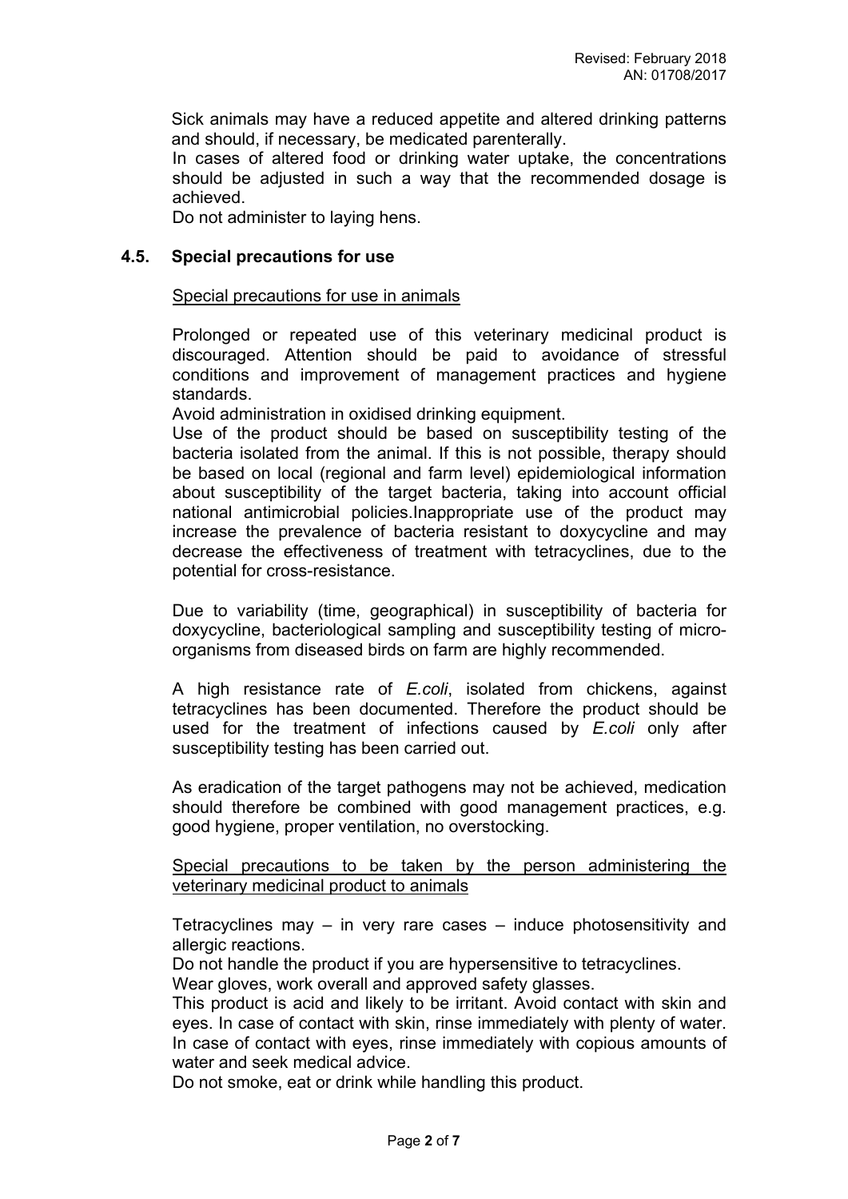Sick animals may have a reduced appetite and altered drinking patterns and should, if necessary, be medicated parenterally.
In cases of altered food or drinking water uptake, the concentrations should be adjusted in such a way that the recommended dosage is achieved.
Do not administer to laying hens.

## 4.5. Special precautions for use

Special precautions for use in animals

Prolonged or repeated use of this veterinary medicinal product is discouraged. Attention should be paid to avoidance of stressful conditions and improvement of management practices and hygiene standards.
Avoid administration in oxidised drinking equipment.
Use of the product should be based on susceptibility testing of the bacteria isolated from the animal. If this is not possible, therapy should be based on local (regional and farm level) epidemiological information about susceptibility of the target bacteria, taking into account official national antimicrobial policies.Inappropriate use of the product may increase the prevalence of bacteria resistant to doxycycline and may decrease the effectiveness of treatment with tetracyclines, due to the potential for cross-resistance.

Due to variability (time, geographical) in susceptibility of bacteria for doxycycline, bacteriological sampling and susceptibility testing of micro-organisms from diseased birds on farm are highly recommended.

A high resistance rate of *E.coli*, isolated from chickens, against tetracyclines has been documented. Therefore the product should be used for the treatment of infections caused by *E.coli* only after susceptibility testing has been carried out.

As eradication of the target pathogens may not be achieved, medication should therefore be combined with good management practices, e.g. good hygiene, proper ventilation, no overstocking.

Special precautions to be taken by the person administering the veterinary medicinal product to animals

Tetracyclines may – in very rare cases – induce photosensitivity and allergic reactions.
Do not handle the product if you are hypersensitive to tetracyclines.
Wear gloves, work overall and approved safety glasses.
This product is acid and likely to be irritant. Avoid contact with skin and eyes. In case of contact with skin, rinse immediately with plenty of water. In case of contact with eyes, rinse immediately with copious amounts of water and seek medical advice.
Do not smoke, eat or drink while handling this product.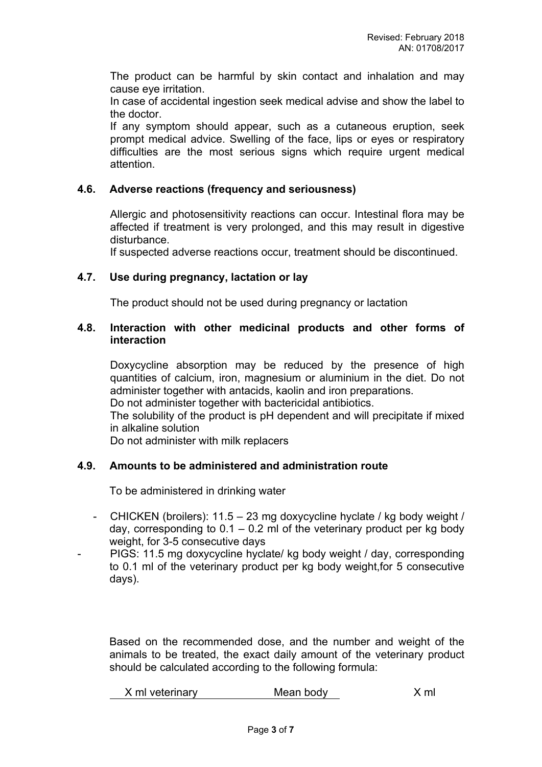The product can be harmful by skin contact and inhalation and may cause eye irritation.

In case of accidental ingestion seek medical advise and show the label to the doctor.

If any symptom should appear, such as a cutaneous eruption, seek prompt medical advice. Swelling of the face, lips or eyes or respiratory difficulties are the most serious signs which require urgent medical attention.

### 4.6. Adverse reactions (frequency and seriousness)

Allergic and photosensitivity reactions can occur. Intestinal flora may be affected if treatment is very prolonged, and this may result in digestive disturbance.

If suspected adverse reactions occur, treatment should be discontinued.

### 4.7. Use during pregnancy, lactation or lay

The product should not be used during pregnancy or lactation

### 4.8. Interaction with other medicinal products and other forms of interaction

Doxycycline absorption may be reduced by the presence of high quantities of calcium, iron, magnesium or aluminium in the diet. Do not administer together with antacids, kaolin and iron preparations.

Do not administer together with bactericidal antibiotics.

The solubility of the product is pH dependent and will precipitate if mixed in alkaline solution

Do not administer with milk replacers

### 4.9. Amounts to be administered and administration route

To be administered in drinking water

- CHICKEN (broilers): 11.5 – 23 mg doxycycline hyclate / kg body weight / day, corresponding to 0.1 – 0.2 ml of the veterinary product per kg body weight, for 3-5 consecutive days
- PIGS: 11.5 mg doxycycline hyclate/ kg body weight / day, corresponding to 0.1 ml of the veterinary product per kg body weight,for 5 consecutive days).

Based on the recommended dose, and the number and weight of the animals to be treated, the exact daily amount of the veterinary product should be calculated according to the following formula:

X ml veterinary Mean body X ml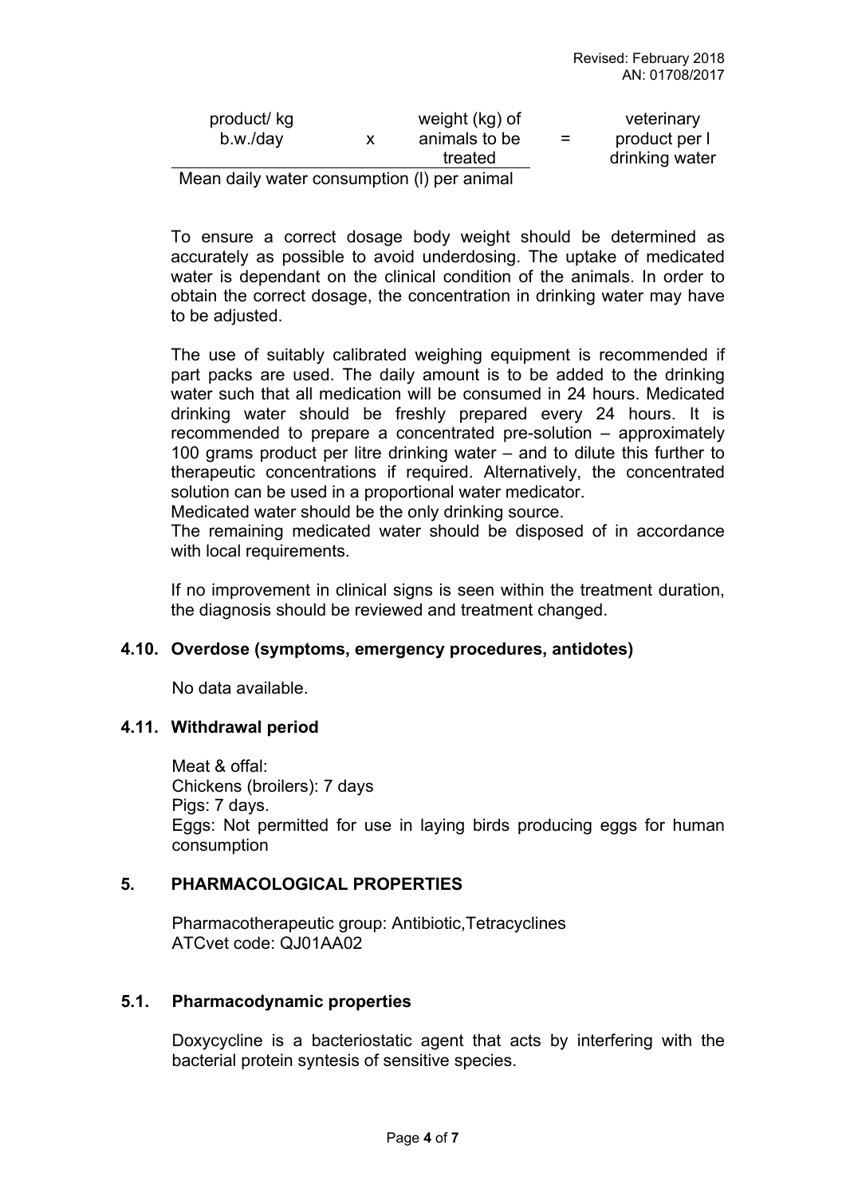$$\frac{\text{product/ kg b.w./day} \times \text{weight (kg) of animals to be treated}}{\text{Mean daily water consumption (l) per animal}} = \text{veterinary product per l drinking water}$$

To ensure a correct dosage body weight should be determined as accurately as possible to avoid underdosing. The uptake of medicated water is dependant on the clinical condition of the animals. In order to obtain the correct dosage, the concentration in drinking water may have to be adjusted.

The use of suitably calibrated weighing equipment is recommended if part packs are used. The daily amount is to be added to the drinking water such that all medication will be consumed in 24 hours. Medicated drinking water should be freshly prepared every 24 hours. It is recommended to prepare a concentrated pre-solution – approximately 100 grams product per litre drinking water – and to dilute this further to therapeutic concentrations if required. Alternatively, the concentrated solution can be used in a proportional water medicator.
Medicated water should be the only drinking source.
The remaining medicated water should be disposed of in accordance with local requirements.

If no improvement in clinical signs is seen within the treatment duration, the diagnosis should be reviewed and treatment changed.

### 4.10. Overdose (symptoms, emergency procedures, antidotes)

No data available.

### 4.11. Withdrawal period

Meat & offal:
Chickens (broilers): 7 days
Pigs: 7 days.
Eggs: Not permitted for use in laying birds producing eggs for human consumption

## 5. PHARMACOLOGICAL PROPERTIES

Pharmacotherapeutic group: Antibiotic,Tetracyclines
ATCvet code: QJ01AA02

### 5.1. Pharmacodynamic properties

Doxycycline is a bacteriostatic agent that acts by interfering with the bacterial protein syntesis of sensitive species.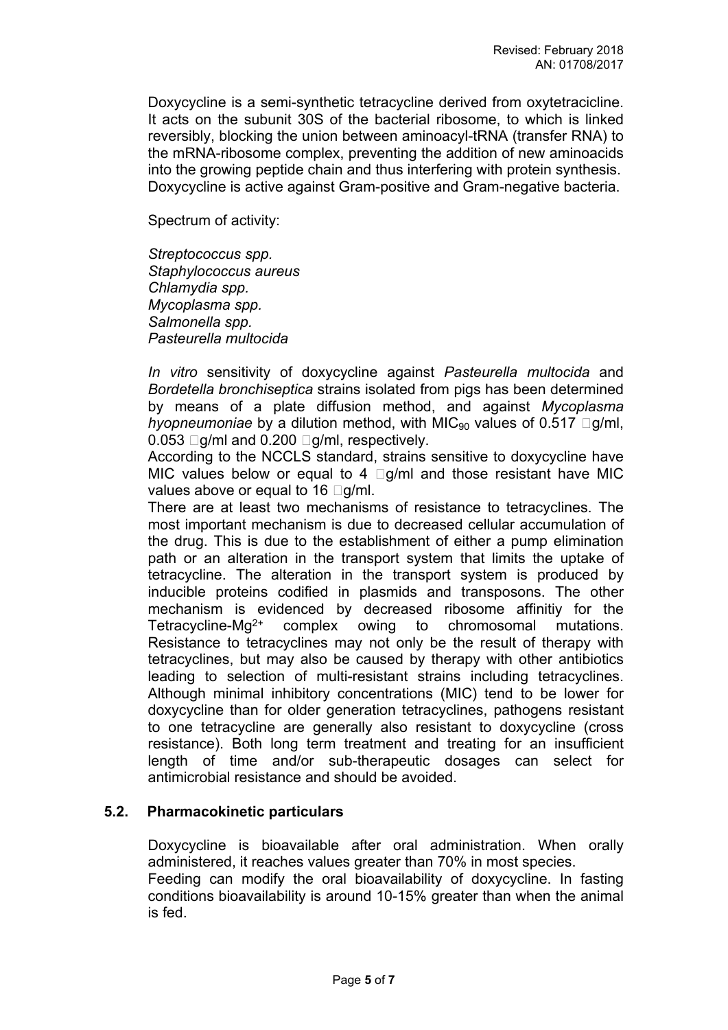Doxycycline is a semi-synthetic tetracycline derived from oxytetracicline. It acts on the subunit 30S of the bacterial ribosome, to which is linked reversibly, blocking the union between aminoacyl-tRNA (transfer RNA) to the mRNA-ribosome complex, preventing the addition of new aminoacids into the growing peptide chain and thus interfering with protein synthesis. Doxycycline is active against Gram-positive and Gram-negative bacteria.

Spectrum of activity:

*Streptococcus spp.*
*Staphylococcus aureus*
*Chlamydia spp.*
*Mycoplasma spp.*
*Salmonella spp.*
*Pasteurella multocida*

*In vitro* sensitivity of doxycycline against *Pasteurella multocida* and *Bordetella bronchiseptica* strains isolated from pigs has been determined by means of a plate diffusion method, and against *Mycoplasma hyopneumoniae* by a dilution method, with $MIC_{90}$ values of 0.517 g/ml, 0.053 g/ml and 0.200 g/ml, respectively.
According to the NCCLS standard, strains sensitive to doxycycline have MIC values below or equal to 4 g/ml and those resistant have MIC values above or equal to 16 g/ml.
There are at least two mechanisms of resistance to tetracyclines. The most important mechanism is due to decreased cellular accumulation of the drug. This is due to the establishment of either a pump elimination path or an alteration in the transport system that limits the uptake of tetracycline. The alteration in the transport system is produced by inducible proteins codified in plasmids and transposons. The other mechanism is evidenced by decreased ribosome affinitiy for the Tetracycline-$Mg^{2+}$ complex owing to chromosomal mutations. Resistance to tetracyclines may not only be the result of therapy with tetracyclines, but may also be caused by therapy with other antibiotics leading to selection of multi-resistant strains including tetracyclines. Although minimal inhibitory concentrations (MIC) tend to be lower for doxycycline than for older generation tetracyclines, pathogens resistant to one tetracycline are generally also resistant to doxycycline (cross resistance). Both long term treatment and treating for an insufficient length of time and/or sub-therapeutic dosages can select for antimicrobial resistance and should be avoided.

## 5.2. Pharmacokinetic particulars

Doxycycline is bioavailable after oral administration. When orally administered, it reaches values greater than 70% in most species.
Feeding can modify the oral bioavailability of doxycycline. In fasting conditions bioavailability is around 10-15% greater than when the animal is fed.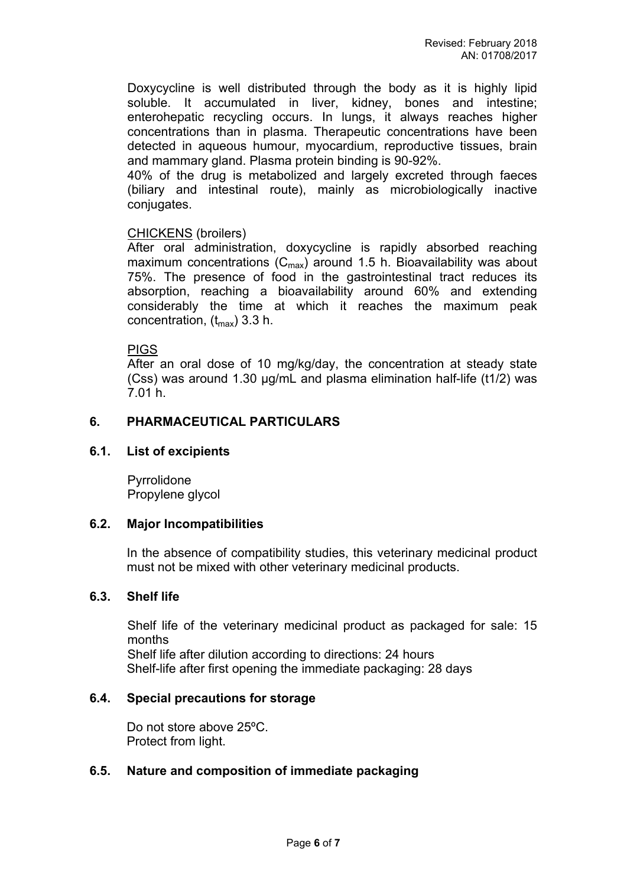Doxycycline is well distributed through the body as it is highly lipid soluble. It accumulated in liver, kidney, bones and intestine; enterohepatic recycling occurs. In lungs, it always reaches higher concentrations than in plasma. Therapeutic concentrations have been detected in aqueous humour, myocardium, reproductive tissues, brain and mammary gland. Plasma protein binding is 90-92%.
40% of the drug is metabolized and largely excreted through faeces (biliary and intestinal route), mainly as microbiologically inactive conjugates.

CHICKENS (broilers)
After oral administration, doxycycline is rapidly absorbed reaching maximum concentrations ($C_{max}$) around 1.5 h. Bioavailability was about 75%. The presence of food in the gastrointestinal tract reduces its absorption, reaching a bioavailability around 60% and extending considerably the time at which it reaches the maximum peak concentration, ($t_{max}$) 3.3 h.

PIGS
After an oral dose of 10 mg/kg/day, the concentration at steady state (Css) was around 1.30 µg/mL and plasma elimination half-life (t1/2) was 7.01 h.

## 6. PHARMACEUTICAL PARTICULARS

### 6.1. List of excipients

Pyrrolidone
Propylene glycol

### 6.2. Major Incompatibilities

In the absence of compatibility studies, this veterinary medicinal product must not be mixed with other veterinary medicinal products.

### 6.3. Shelf life

Shelf life of the veterinary medicinal product as packaged for sale: 15 months
Shelf life after dilution according to directions: 24 hours
Shelf-life after first opening the immediate packaging: 28 days

### 6.4. Special precautions for storage

Do not store above 25ºC.
Protect from light.

### 6.5. Nature and composition of immediate packaging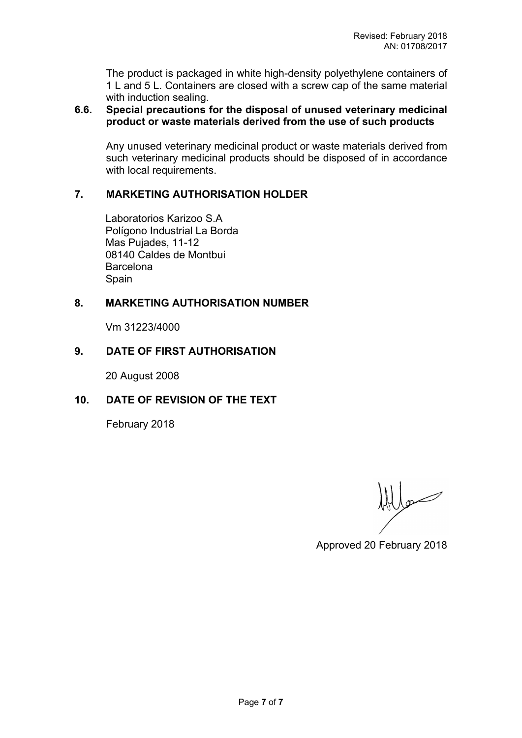The product is packaged in white high-density polyethylene containers of 1 L and 5 L. Containers are closed with a screw cap of the same material with induction sealing.

### 6.6. Special precautions for the disposal of unused veterinary medicinal product or waste materials derived from the use of such products

Any unused veterinary medicinal product or waste materials derived from such veterinary medicinal products should be disposed of in accordance with local requirements.

## 7. MARKETING AUTHORISATION HOLDER

Laboratorios Karizoo S.A
Polígono Industrial La Borda
Mas Pujades, 11-12
08140 Caldes de Montbui
Barcelona
Spain

## 8. MARKETING AUTHORISATION NUMBER

Vm 31223/4000

## 9. DATE OF FIRST AUTHORISATION

20 August 2008

## 10. DATE OF REVISION OF THE TEXT

February 2018

Approved 20 February 2018